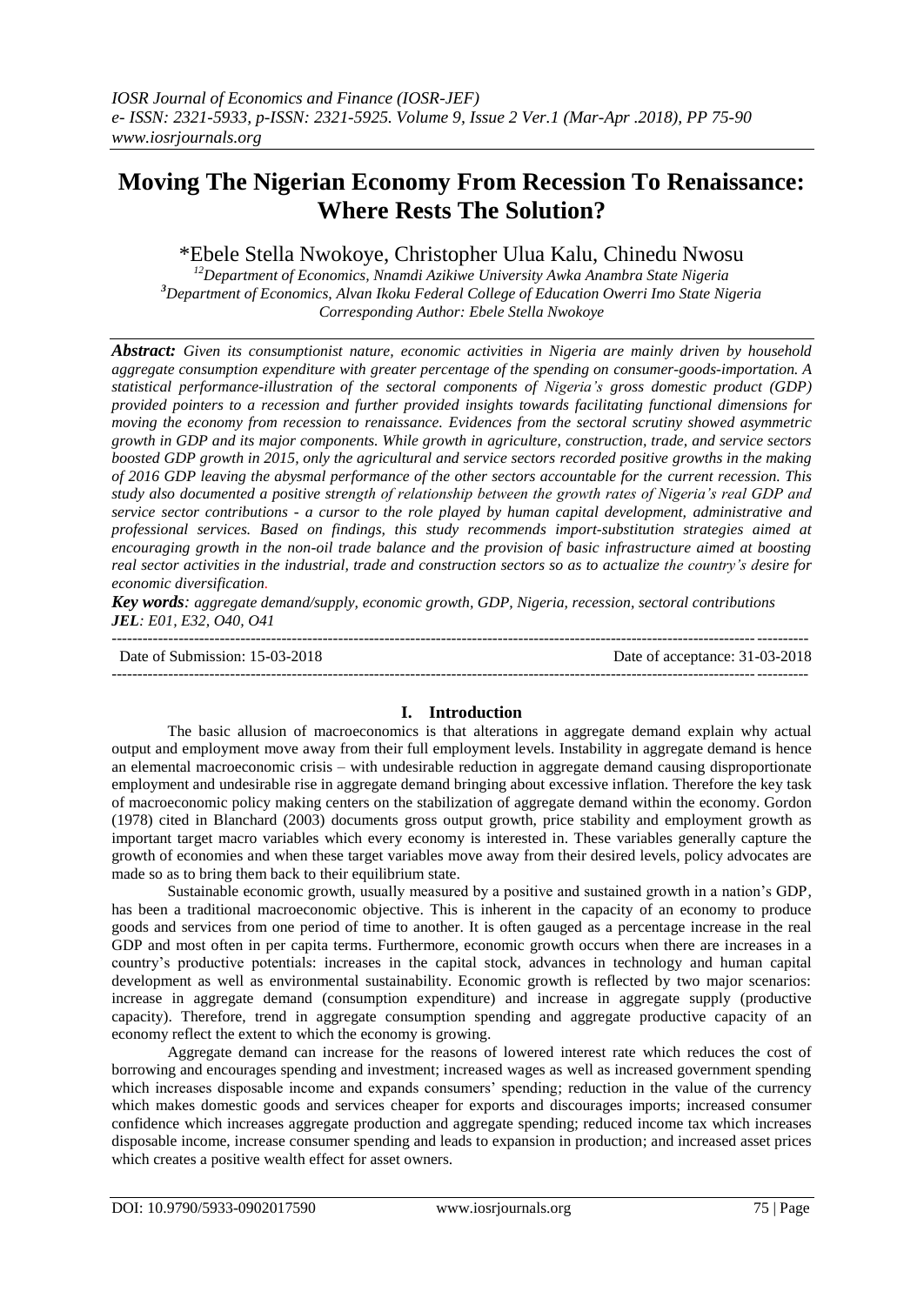# Moving The Nigerian Economy From Recession To Renaissance: Where Rests The Solution?

\*Ebele Stella Nwokoye, Christopher Ulua Kalu, Chinedu Nwosu

[12]Department of Economics, Nnamdi Azikiwe University Awka Anambra State Nigeria
[3]Department of Economics, Alvan Ikoku Federal College of Education Owerri Imo State Nigeria
Corresponding Author: Ebele Stella Nwokoye

***Abstract:*** *Given its consumptionist nature, economic activities in Nigeria are mainly driven by household aggregate consumption expenditure with greater percentage of the spending on consumer-goods-importation. A statistical performance-illustration of the sectoral components of Nigeria's gross domestic product (GDP) provided pointers to a recession and further provided insights towards facilitating functional dimensions for moving the economy from recession to renaissance. Evidences from the sectoral scrutiny showed asymmetric growth in GDP and its major components. While growth in agriculture, construction, trade, and service sectors boosted GDP growth in 2015, only the agricultural and service sectors recorded positive growths in the making of 2016 GDP leaving the abysmal performance of the other sectors accountable for the current recession. This study also documented a positive strength of relationship between the growth rates of Nigeria's real GDP and service sector contributions - a cursor to the role played by human capital development, administrative and professional services. Based on findings, this study recommends import-substitution strategies aimed at encouraging growth in the non-oil trade balance and the provision of basic infrastructure aimed at boosting real sector activities in the industrial, trade and construction sectors so as to actualize the country's desire for economic diversification.*

***Key words****: aggregate demand/supply, economic growth, GDP, Nigeria, recession, sectoral contributions*
***JEL****: E01, E32, O40, O41*

Date of Submission: 15-03-2018 | Date of acceptance: 31-03-2018

## I. Introduction

The basic allusion of macroeconomics is that alterations in aggregate demand explain why actual output and employment move away from their full employment levels. Instability in aggregate demand is hence an elemental macroeconomic crisis – with undesirable reduction in aggregate demand causing disproportionate employment and undesirable rise in aggregate demand bringing about excessive inflation. Therefore the key task of macroeconomic policy making centers on the stabilization of aggregate demand within the economy. Gordon (1978) cited in Blanchard (2003) documents gross output growth, price stability and employment growth as important target macro variables which every economy is interested in. These variables generally capture the growth of economies and when these target variables move away from their desired levels, policy advocates are made so as to bring them back to their equilibrium state.

Sustainable economic growth, usually measured by a positive and sustained growth in a nation's GDP, has been a traditional macroeconomic objective. This is inherent in the capacity of an economy to produce goods and services from one period of time to another. It is often gauged as a percentage increase in the real GDP and most often in per capita terms. Furthermore, economic growth occurs when there are increases in a country's productive potentials: increases in the capital stock, advances in technology and human capital development as well as environmental sustainability. Economic growth is reflected by two major scenarios: increase in aggregate demand (consumption expenditure) and increase in aggregate supply (productive capacity). Therefore, trend in aggregate consumption spending and aggregate productive capacity of an economy reflect the extent to which the economy is growing.

Aggregate demand can increase for the reasons of lowered interest rate which reduces the cost of borrowing and encourages spending and investment; increased wages as well as increased government spending which increases disposable income and expands consumers' spending; reduction in the value of the currency which makes domestic goods and services cheaper for exports and discourages imports; increased consumer confidence which increases aggregate production and aggregate spending; reduced income tax which increases disposable income, increase consumer spending and leads to expansion in production; and increased asset prices which creates a positive wealth effect for asset owners.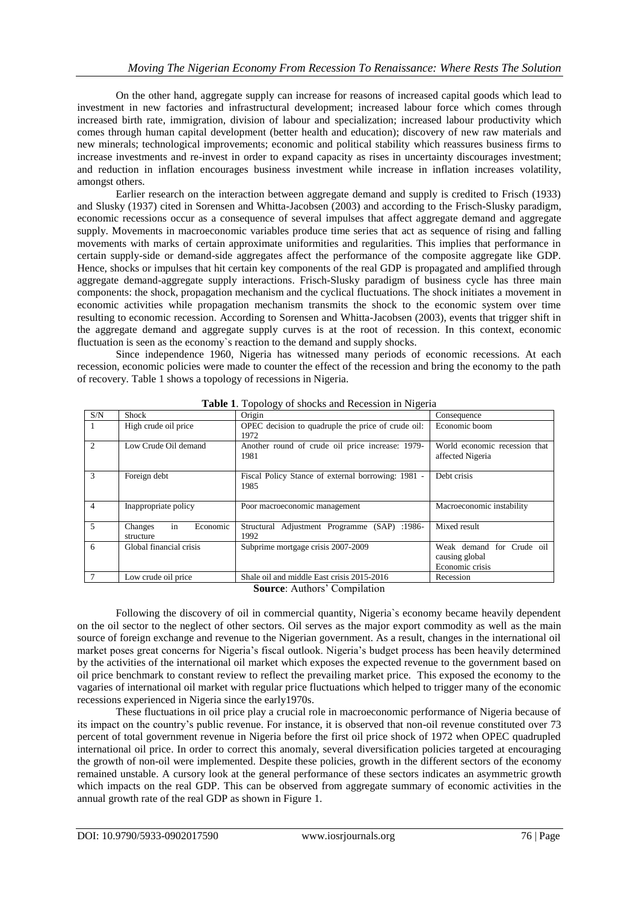On the other hand, aggregate supply can increase for reasons of increased capital goods which lead to investment in new factories and infrastructural development; increased labour force which comes through increased birth rate, immigration, division of labour and specialization; increased labour productivity which comes through human capital development (better health and education); discovery of new raw materials and new minerals; technological improvements; economic and political stability which reassures business firms to increase investments and re-invest in order to expand capacity as rises in uncertainty discourages investment; and reduction in inflation encourages business investment while increase in inflation increases volatility, amongst others.

Earlier research on the interaction between aggregate demand and supply is credited to Frisch (1933) and Slusky (1937) cited in Sorensen and Whitta-Jacobsen (2003) and according to the Frisch-Slusky paradigm, economic recessions occur as a consequence of several impulses that affect aggregate demand and aggregate supply. Movements in macroeconomic variables produce time series that act as sequence of rising and falling movements with marks of certain approximate uniformities and regularities. This implies that performance in certain supply-side or demand-side aggregates affect the performance of the composite aggregate like GDP. Hence, shocks or impulses that hit certain key components of the real GDP is propagated and amplified through aggregate demand-aggregate supply interactions. Frisch-Slusky paradigm of business cycle has three main components: the shock, propagation mechanism and the cyclical fluctuations. The shock initiates a movement in economic activities while propagation mechanism transmits the shock to the economic system over time resulting to economic recession. According to Sorensen and Whitta-Jacobsen (2003), events that trigger shift in the aggregate demand and aggregate supply curves is at the root of recession. In this context, economic fluctuation is seen as the economy`s reaction to the demand and supply shocks.

Since independence 1960, Nigeria has witnessed many periods of economic recessions. At each recession, economic policies were made to counter the effect of the recession and bring the economy to the path of recovery. Table 1 shows a topology of recessions in Nigeria.

**Table 1**. Topology of shocks and Recession in Nigeria

| S/N | Shock | Origin | Consequence |
|---|---|---|---|
| 1 | High crude oil price | OPEC decision to quadruple the price of crude oil: 1972 | Economic boom |
| 2 | Low Crude Oil demand | Another round of crude oil price increase: 1979-1981 | World economic recession that affected Nigeria |
| 3 | Foreign debt | Fiscal Policy Stance of external borrowing: 1981 - 1985 | Debt crisis |
| 4 | Inappropriate policy | Poor macroeconomic management | Macroeconomic instability |
| 5 | Changes in Economic structure | Structural Adjustment Programme (SAP) :1986-1992 | Mixed result |
| 6 | Global financial crisis | Subprime mortgage crisis 2007-2009 | Weak demand for Crude oil causing global Economic crisis |
| 7 | Low crude oil price | Shale oil and middle East crisis 2015-2016 | Recession |

**Source**: Authors' Compilation

Following the discovery of oil in commercial quantity, Nigeria`s economy became heavily dependent on the oil sector to the neglect of other sectors. Oil serves as the major export commodity as well as the main source of foreign exchange and revenue to the Nigerian government. As a result, changes in the international oil market poses great concerns for Nigeria's fiscal outlook. Nigeria's budget process has been heavily determined by the activities of the international oil market which exposes the expected revenue to the government based on oil price benchmark to constant review to reflect the prevailing market price. This exposed the economy to the vagaries of international oil market with regular price fluctuations which helped to trigger many of the economic recessions experienced in Nigeria since the early1970s.

These fluctuations in oil price play a crucial role in macroeconomic performance of Nigeria because of its impact on the country's public revenue. For instance, it is observed that non-oil revenue constituted over 73 percent of total government revenue in Nigeria before the first oil price shock of 1972 when OPEC quadrupled international oil price. In order to correct this anomaly, several diversification policies targeted at encouraging the growth of non-oil were implemented. Despite these policies, growth in the different sectors of the economy remained unstable. A cursory look at the general performance of these sectors indicates an asymmetric growth which impacts on the real GDP. This can be observed from aggregate summary of economic activities in the annual growth rate of the real GDP as shown in Figure 1.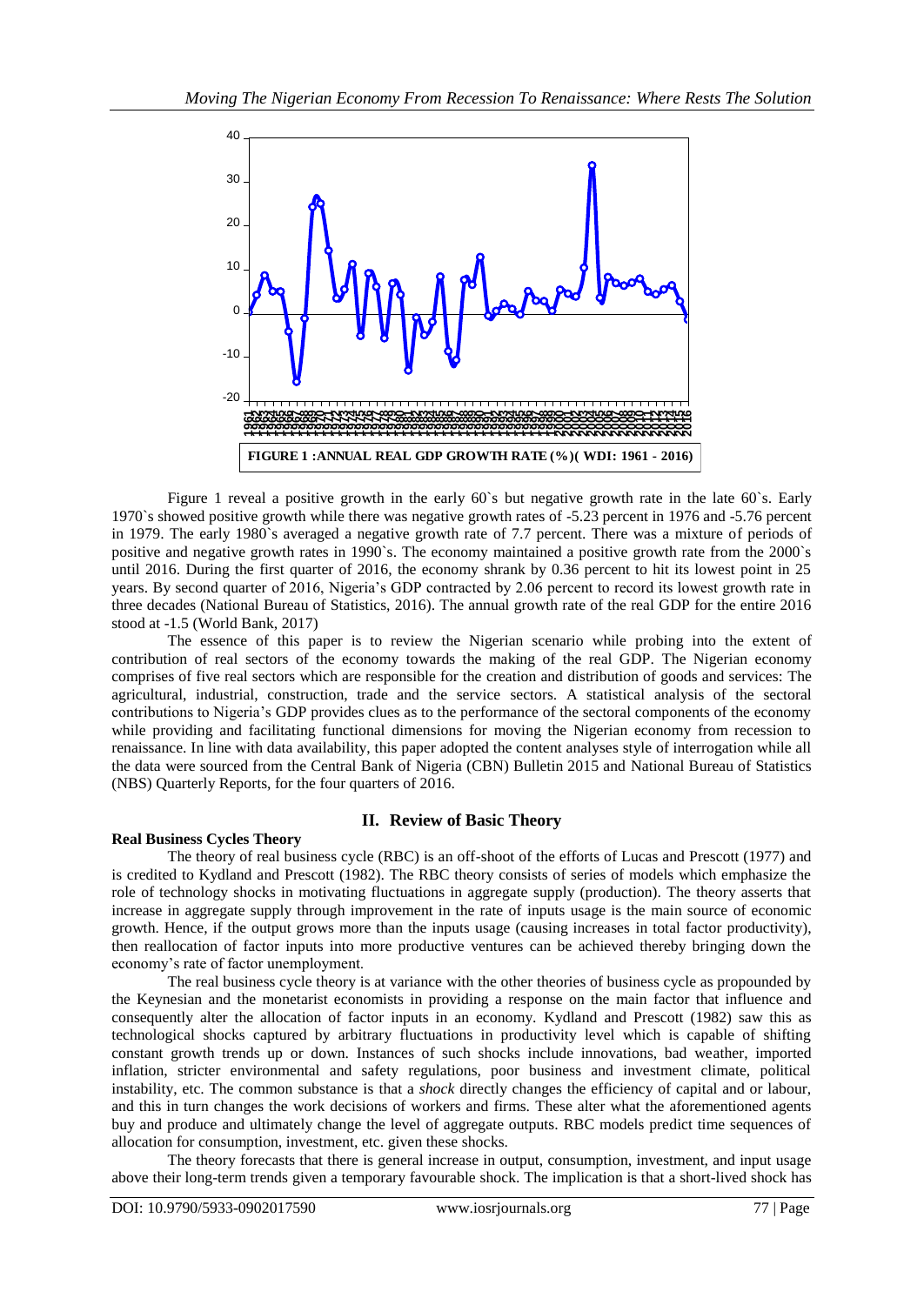FIGURE 1 :ANNUAL REAL GDP GROWTH RATE (%)( WDI: 1961 - 2016)

Figure 1 reveal a positive growth in the early 60`s but negative growth rate in the late 60`s. Early 1970`s showed positive growth while there was negative growth rates of -5.23 percent in 1976 and -5.76 percent in 1979. The early 1980`s averaged a negative growth rate of 7.7 percent. There was a mixture of periods of positive and negative growth rates in 1990`s. The economy maintained a positive growth rate from the 2000`s until 2016. During the first quarter of 2016, the economy shrank by 0.36 percent to hit its lowest point in 25 years. By second quarter of 2016, Nigeria's GDP contracted by 2.06 percent to record its lowest growth rate in three decades (National Bureau of Statistics, 2016). The annual growth rate of the real GDP for the entire 2016 stood at -1.5 (World Bank, 2017)

The essence of this paper is to review the Nigerian scenario while probing into the extent of contribution of real sectors of the economy towards the making of the real GDP. The Nigerian economy comprises of five real sectors which are responsible for the creation and distribution of goods and services: The agricultural, industrial, construction, trade and the service sectors. A statistical analysis of the sectoral contributions to Nigeria's GDP provides clues as to the performance of the sectoral components of the economy while providing and facilitating functional dimensions for moving the Nigerian economy from recession to renaissance. In line with data availability, this paper adopted the content analyses style of interrogation while all the data were sourced from the Central Bank of Nigeria (CBN) Bulletin 2015 and National Bureau of Statistics (NBS) Quarterly Reports, for the four quarters of 2016.

## II. Review of Basic Theory

**Real Business Cycles Theory**

The theory of real business cycle (RBC) is an off-shoot of the efforts of Lucas and Prescott (1977) and is credited to Kydland and Prescott (1982). The RBC theory consists of series of models which emphasize the role of technology shocks in motivating fluctuations in aggregate supply (production). The theory asserts that increase in aggregate supply through improvement in the rate of inputs usage is the main source of economic growth. Hence, if the output grows more than the inputs usage (causing increases in total factor productivity), then reallocation of factor inputs into more productive ventures can be achieved thereby bringing down the economy's rate of factor unemployment.

The real business cycle theory is at variance with the other theories of business cycle as propounded by the Keynesian and the monetarist economists in providing a response on the main factor that influence and consequently alter the allocation of factor inputs in an economy. Kydland and Prescott (1982) saw this as technological shocks captured by arbitrary fluctuations in productivity level which is capable of shifting constant growth trends up or down. Instances of such shocks include innovations, bad weather, imported inflation, stricter environmental and safety regulations, poor business and investment climate, political instability, etc. The common substance is that a *shock* directly changes the efficiency of capital and or labour, and this in turn changes the work decisions of workers and firms. These alter what the aforementioned agents buy and produce and ultimately change the level of aggregate outputs. RBC models predict time sequences of allocation for consumption, investment, etc. given these shocks.

The theory forecasts that there is general increase in output, consumption, investment, and input usage above their long-term trends given a temporary favourable shock. The implication is that a short-lived shock has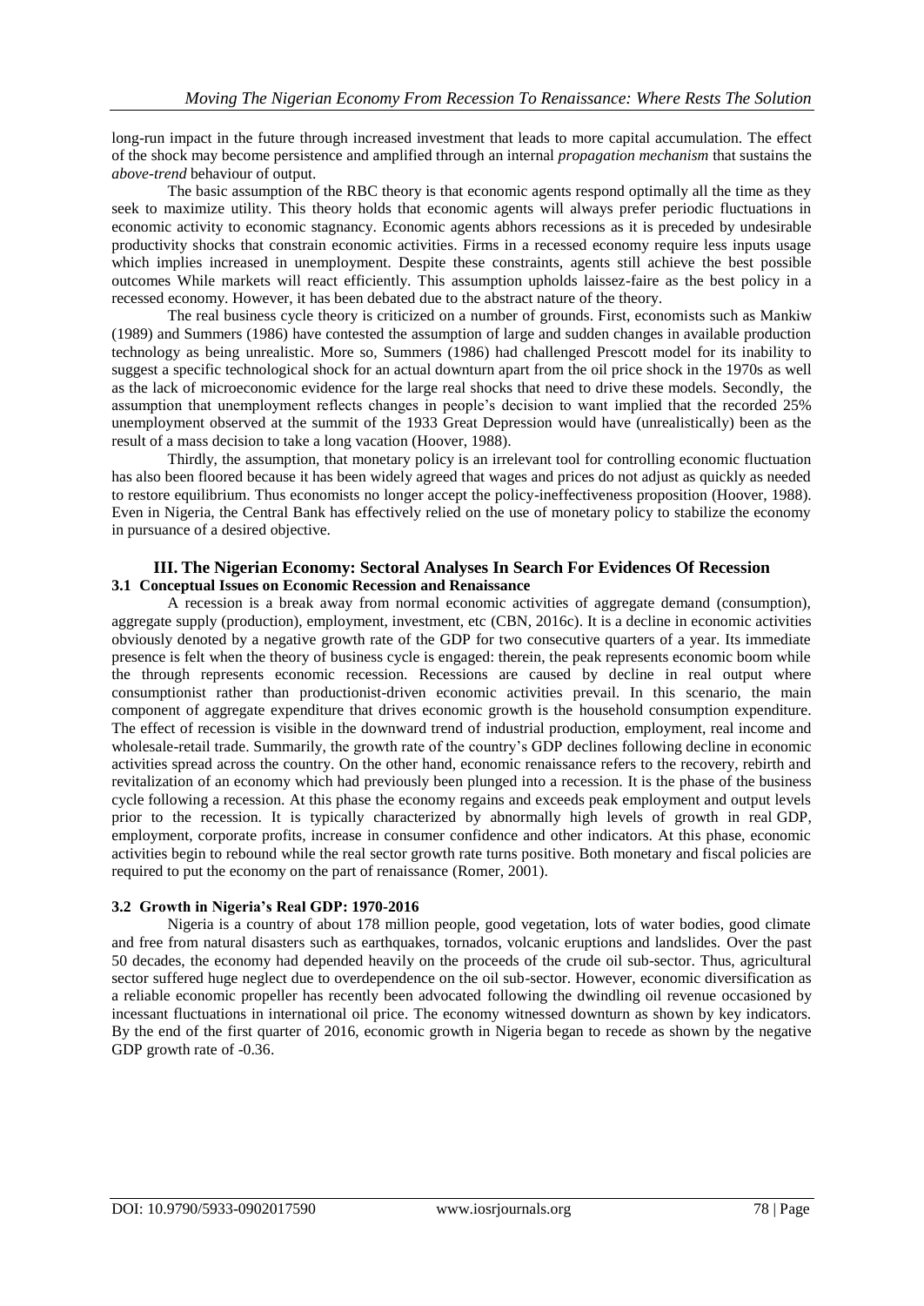long-run impact in the future through increased investment that leads to more capital accumulation. The effect of the shock may become persistence and amplified through an internal *propagation mechanism* that sustains the *above-trend* behaviour of output.

The basic assumption of the RBC theory is that economic agents respond optimally all the time as they seek to maximize utility. This theory holds that economic agents will always prefer periodic fluctuations in economic activity to economic stagnancy. Economic agents abhors recessions as it is preceded by undesirable productivity shocks that constrain economic activities. Firms in a recessed economy require less inputs usage which implies increased in unemployment. Despite these constraints, agents still achieve the best possible outcomes While markets will react efficiently. This assumption upholds laissez-faire as the best policy in a recessed economy. However, it has been debated due to the abstract nature of the theory.

The real business cycle theory is criticized on a number of grounds. First, economists such as Mankiw (1989) and Summers (1986) have contested the assumption of large and sudden changes in available production technology as being unrealistic. More so, Summers (1986) had challenged Prescott model for its inability to suggest a specific technological shock for an actual downturn apart from the oil price shock in the 1970s as well as the lack of microeconomic evidence for the large real shocks that need to drive these models. Secondly, the assumption that unemployment reflects changes in people's decision to want implied that the recorded 25% unemployment observed at the summit of the 1933 Great Depression would have (unrealistically) been as the result of a mass decision to take a long vacation (Hoover, 1988).

Thirdly, the assumption, that monetary policy is an irrelevant tool for controlling economic fluctuation has also been floored because it has been widely agreed that wages and prices do not adjust as quickly as needed to restore equilibrium. Thus economists no longer accept the policy-ineffectiveness proposition (Hoover, 1988). Even in Nigeria, the Central Bank has effectively relied on the use of monetary policy to stabilize the economy in pursuance of a desired objective.

## III. The Nigerian Economy: Sectoral Analyses In Search For Evidences Of Recession

### 3.1 Conceptual Issues on Economic Recession and Renaissance

A recession is a break away from normal economic activities of aggregate demand (consumption), aggregate supply (production), employment, investment, etc (CBN, 2016c). It is a decline in economic activities obviously denoted by a negative growth rate of the GDP for two consecutive quarters of a year. Its immediate presence is felt when the theory of business cycle is engaged: therein, the peak represents economic boom while the through represents economic recession. Recessions are caused by decline in real output where consumptionist rather than productionist-driven economic activities prevail. In this scenario, the main component of aggregate expenditure that drives economic growth is the household consumption expenditure. The effect of recession is visible in the downward trend of industrial production, employment, real income and wholesale-retail trade. Summarily, the growth rate of the country's GDP declines following decline in economic activities spread across the country. On the other hand, economic renaissance refers to the recovery, rebirth and revitalization of an economy which had previously been plunged into a recession. It is the phase of the business cycle following a recession. At this phase the economy regains and exceeds peak employment and output levels prior to the recession. It is typically characterized by abnormally high levels of growth in real GDP, employment, corporate profits, increase in consumer confidence and other indicators. At this phase, economic activities begin to rebound while the real sector growth rate turns positive. Both monetary and fiscal policies are required to put the economy on the part of renaissance (Romer, 2001).

### 3.2 Growth in Nigeria's Real GDP: 1970-2016

Nigeria is a country of about 178 million people, good vegetation, lots of water bodies, good climate and free from natural disasters such as earthquakes, tornados, volcanic eruptions and landslides. Over the past 50 decades, the economy had depended heavily on the proceeds of the crude oil sub-sector. Thus, agricultural sector suffered huge neglect due to overdependence on the oil sub-sector. However, economic diversification as a reliable economic propeller has recently been advocated following the dwindling oil revenue occasioned by incessant fluctuations in international oil price. The economy witnessed downturn as shown by key indicators. By the end of the first quarter of 2016, economic growth in Nigeria began to recede as shown by the negative GDP growth rate of -0.36.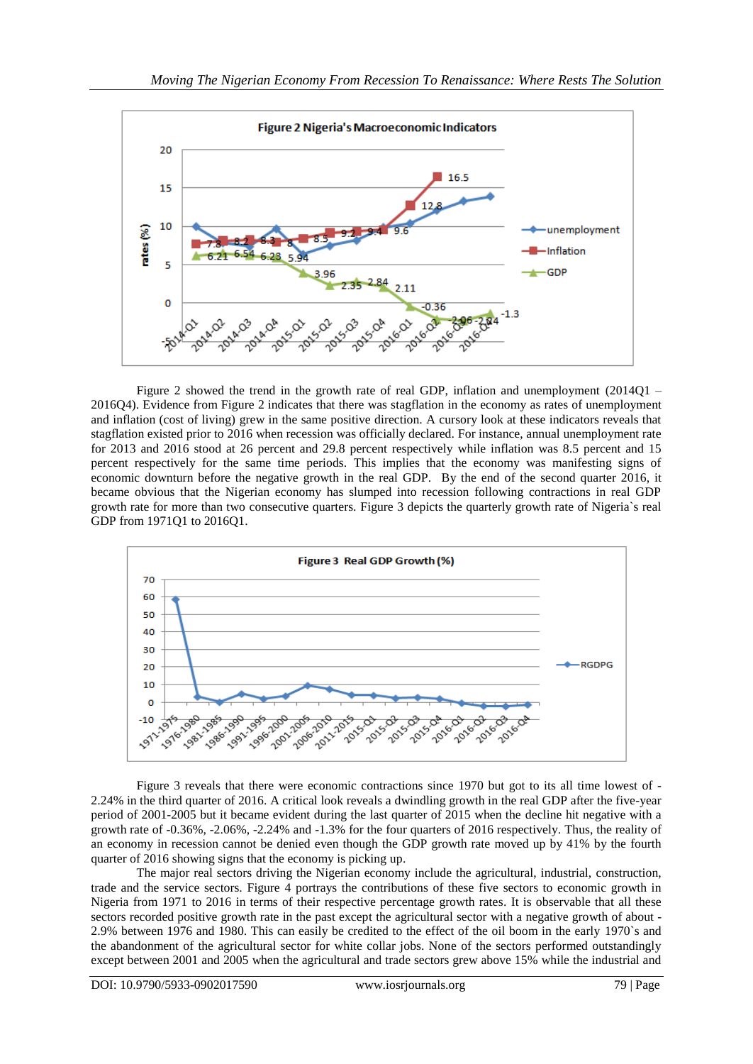**Figure 2 Nigeria's Macroeconomic Indicators**

Figure 2 showed the trend in the growth rate of real GDP, inflation and unemployment (2014Q1 – 2016Q4). Evidence from Figure 2 indicates that there was stagflation in the economy as rates of unemployment and inflation (cost of living) grew in the same positive direction. A cursory look at these indicators reveals that stagflation existed prior to 2016 when recession was officially declared. For instance, annual unemployment rate for 2013 and 2016 stood at 26 percent and 29.8 percent respectively while inflation was 8.5 percent and 15 percent respectively for the same time periods. This implies that the economy was manifesting signs of economic downturn before the negative growth in the real GDP. By the end of the second quarter 2016, it became obvious that the Nigerian economy has slumped into recession following contractions in real GDP growth rate for more than two consecutive quarters. Figure 3 depicts the quarterly growth rate of Nigeria`s real GDP from 1971Q1 to 2016Q1.

**Figure 3 Real GDP Growth (%)**

Figure 3 reveals that there were economic contractions since 1970 but got to its all time lowest of -2.24% in the third quarter of 2016. A critical look reveals a dwindling growth in the real GDP after the five-year period of 2001-2005 but it became evident during the last quarter of 2015 when the decline hit negative with a growth rate of -0.36%, -2.06%, -2.24% and -1.3% for the four quarters of 2016 respectively. Thus, the reality of an economy in recession cannot be denied even though the GDP growth rate moved up by 41% by the fourth quarter of 2016 showing signs that the economy is picking up.

The major real sectors driving the Nigerian economy include the agricultural, industrial, construction, trade and the service sectors. Figure 4 portrays the contributions of these five sectors to economic growth in Nigeria from 1971 to 2016 in terms of their respective percentage growth rates. It is observable that all these sectors recorded positive growth rate in the past except the agricultural sector with a negative growth of about -2.9% between 1976 and 1980. This can easily be credited to the effect of the oil boom in the early 1970`s and the abandonment of the agricultural sector for white collar jobs. None of the sectors performed outstandingly except between 2001 and 2005 when the agricultural and trade sectors grew above 15% while the industrial and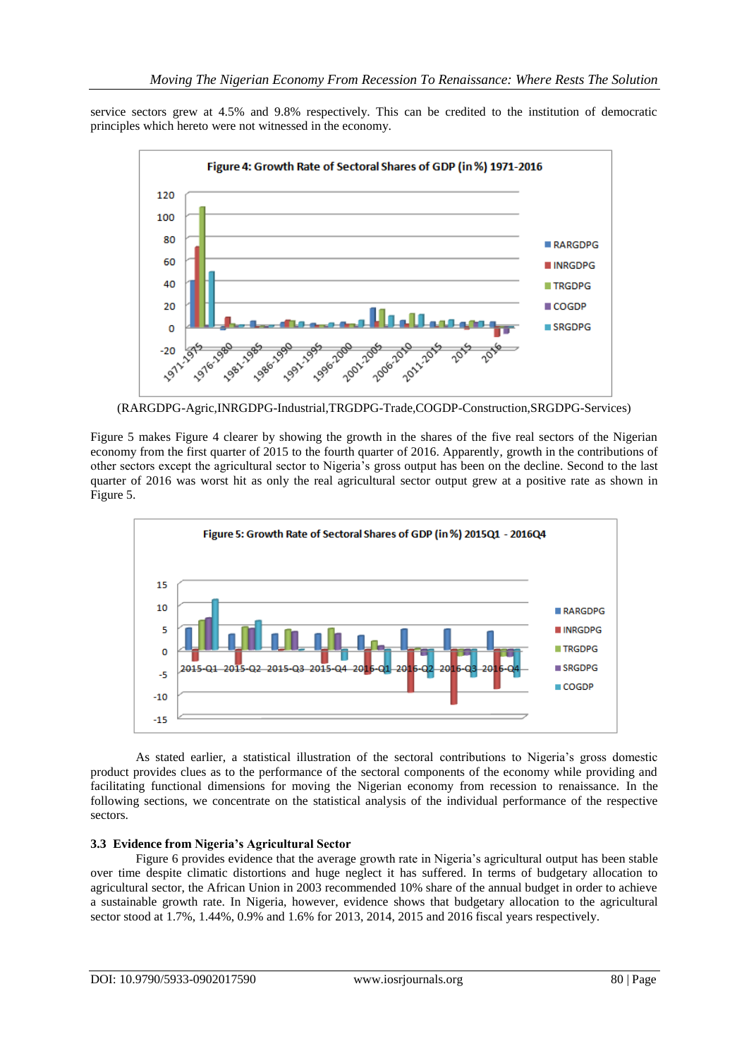service sectors grew at 4.5% and 9.8% respectively. This can be credited to the institution of democratic principles which hereto were not witnessed in the economy.

**Figure 4: Growth Rate of Sectoral Shares of GDP (in %) 1971-2016**

(RARGDPG-Agric,INRGDPG-Industrial,TRGDPG-Trade,COGDP-Construction,SRGDPG-Services)

Figure 5 makes Figure 4 clearer by showing the growth in the shares of the five real sectors of the Nigerian economy from the first quarter of 2015 to the fourth quarter of 2016. Apparently, growth in the contributions of other sectors except the agricultural sector to Nigeria's gross output has been on the decline. Second to the last quarter of 2016 was worst hit as only the real agricultural sector output grew at a positive rate as shown in Figure 5.

**Figure 5: Growth Rate of Sectoral Shares of GDP (in %) 2015Q1 - 2016Q4**

As stated earlier, a statistical illustration of the sectoral contributions to Nigeria's gross domestic product provides clues as to the performance of the sectoral components of the economy while providing and facilitating functional dimensions for moving the Nigerian economy from recession to renaissance. In the following sections, we concentrate on the statistical analysis of the individual performance of the respective sectors.

### 3.3 Evidence from Nigeria's Agricultural Sector

Figure 6 provides evidence that the average growth rate in Nigeria's agricultural output has been stable over time despite climatic distortions and huge neglect it has suffered. In terms of budgetary allocation to agricultural sector, the African Union in 2003 recommended 10% share of the annual budget in order to achieve a sustainable growth rate. In Nigeria, however, evidence shows that budgetary allocation to the agricultural sector stood at 1.7%, 1.44%, 0.9% and 1.6% for 2013, 2014, 2015 and 2016 fiscal years respectively.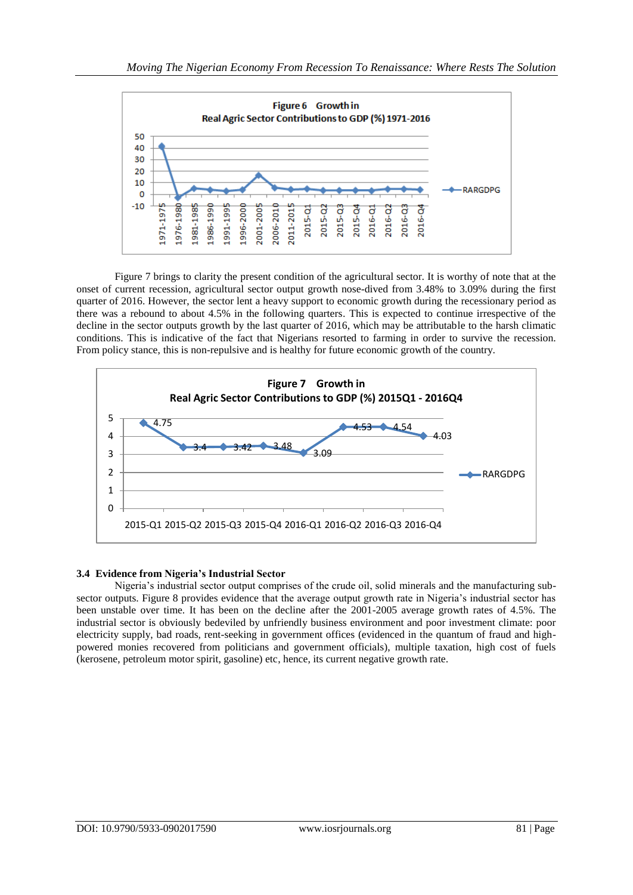Figure 6 Growth in Real Agric Sector Contributions to GDP (%) 1971-2016

Figure 7 brings to clarity the present condition of the agricultural sector. It is worthy of note that at the onset of current recession, agricultural sector output growth nose-dived from 3.48% to 3.09% during the first quarter of 2016. However, the sector lent a heavy support to economic growth during the recessionary period as there was a rebound to about 4.5% in the following quarters. This is expected to continue irrespective of the decline in the sector outputs growth by the last quarter of 2016, which may be attributable to the harsh climatic conditions. This is indicative of the fact that Nigerians resorted to farming in order to survive the recession. From policy stance, this is non-repulsive and is healthy for future economic growth of the country.

Figure 7 Growth in Real Agric Sector Contributions to GDP (%) 2015Q1 - 2016Q4

### 3.4 Evidence from Nigeria's Industrial Sector

Nigeria's industrial sector output comprises of the crude oil, solid minerals and the manufacturing sub-sector outputs. Figure 8 provides evidence that the average output growth rate in Nigeria's industrial sector has been unstable over time. It has been on the decline after the 2001-2005 average growth rates of 4.5%. The industrial sector is obviously bedeviled by unfriendly business environment and poor investment climate: poor electricity supply, bad roads, rent-seeking in government offices (evidenced in the quantum of fraud and high-powered monies recovered from politicians and government officials), multiple taxation, high cost of fuels (kerosene, petroleum motor spirit, gasoline) etc, hence, its current negative growth rate.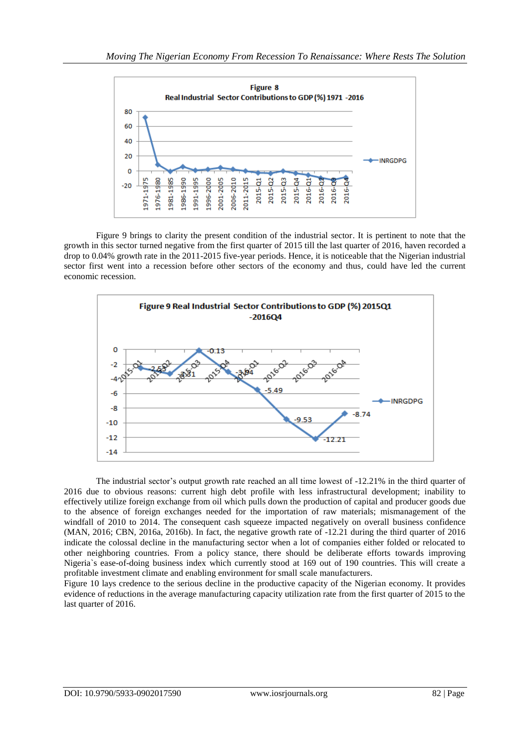**Figure 8**
**Real Industrial Sector Contributions to GDP (%) 1971 -2016**

Figure 9 brings to clarity the present condition of the industrial sector. It is pertinent to note that the growth in this sector turned negative from the first quarter of 2015 till the last quarter of 2016, haven recorded a drop to 0.04% growth rate in the 2011-2015 five-year periods. Hence, it is noticeable that the Nigerian industrial sector first went into a recession before other sectors of the economy and thus, could have led the current economic recession.

**Figure 9 Real Industrial Sector Contributions to GDP (%) 2015Q1 -2016Q4**

The industrial sector's output growth rate reached an all time lowest of -12.21% in the third quarter of 2016 due to obvious reasons: current high debt profile with less infrastructural development; inability to effectively utilize foreign exchange from oil which pulls down the production of capital and producer goods due to the absence of foreign exchanges needed for the importation of raw materials; mismanagement of the windfall of 2010 to 2014. The consequent cash squeeze impacted negatively on overall business confidence (MAN, 2016; CBN, 2016a, 2016b). In fact, the negative growth rate of -12.21 during the third quarter of 2016 indicate the colossal decline in the manufacturing sector when a lot of companies either folded or relocated to other neighboring countries. From a policy stance, there should be deliberate efforts towards improving Nigeria`s ease-of-doing business index which currently stood at 169 out of 190 countries. This will create a profitable investment climate and enabling environment for small scale manufacturers.

Figure 10 lays credence to the serious decline in the productive capacity of the Nigerian economy. It provides evidence of reductions in the average manufacturing capacity utilization rate from the first quarter of 2015 to the last quarter of 2016.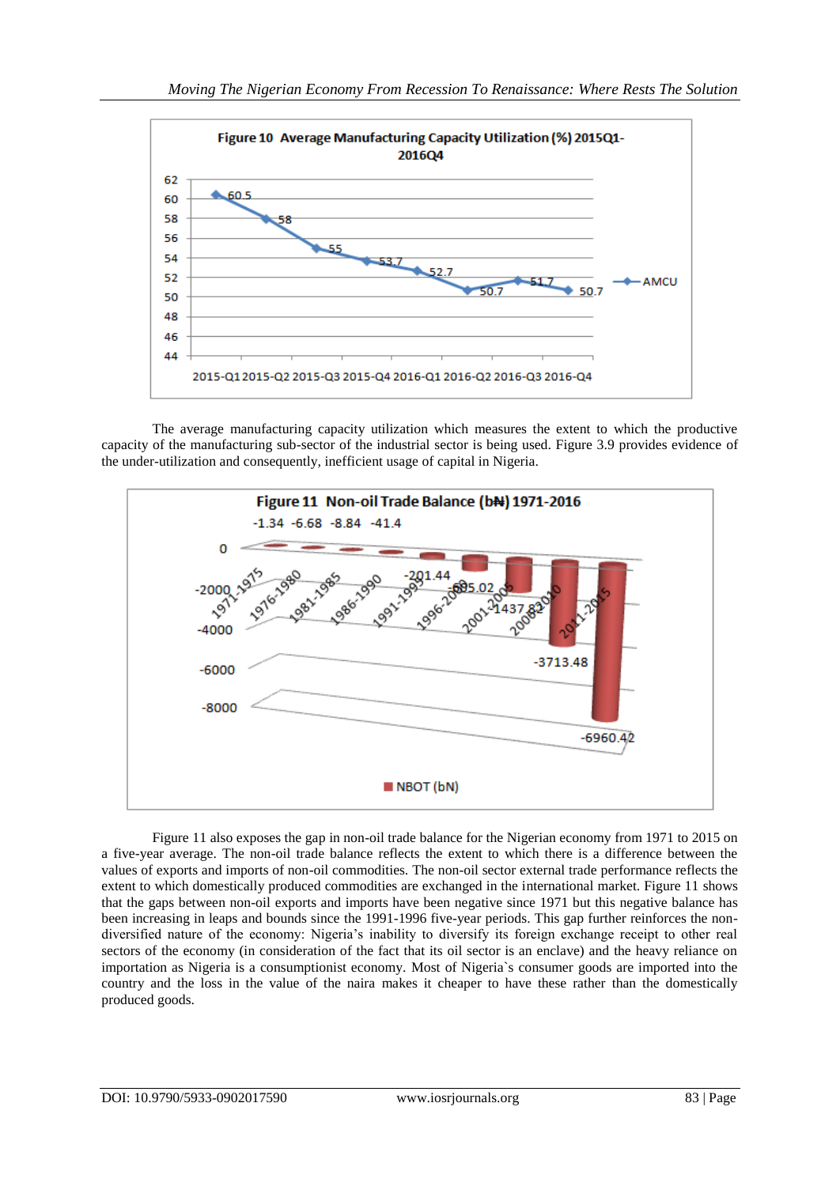**Figure 10 Average Manufacturing Capacity Utilization (%) 2015Q1-2016Q4**

| Quarter | AMCU |
|---|---|
| 2015-Q1 | 60.5 |
| 2015-Q2 | 58 |
| 2015-Q3 | 55 |
| 2015-Q4 | 53.7 |
| 2016-Q1 | 52.7 |
| 2016-Q2 | 50.7 |
| 2016-Q3 | 51.7 |
| 2016-Q4 | 50.7 |

The average manufacturing capacity utilization which measures the extent to which the productive capacity of the manufacturing sub-sector of the industrial sector is being used. Figure 3.9 provides evidence of the under-utilization and consequently, inefficient usage of capital in Nigeria.

**Figure 11 Non-oil Trade Balance (b₦) 1971-2016**

| Period | NBOT (bN) |
|---|---|
| 1971-1975 | -1.34 |
| 1976-1980 | -6.68 |
| 1981-1985 | -8.84 |
| 1986-1990 | -41.4 |
| 1991-1995 | -201.44 |
| 1996-2000 | -695.02 |
| 2001-2005 | -1437.82 |
| 2006-2010 | -3713.48 |
| 2011-2015 | -6960.42 |

Figure 11 also exposes the gap in non-oil trade balance for the Nigerian economy from 1971 to 2015 on a five-year average. The non-oil trade balance reflects the extent to which there is a difference between the values of exports and imports of non-oil commodities. The non-oil sector external trade performance reflects the extent to which domestically produced commodities are exchanged in the international market. Figure 11 shows that the gaps between non-oil exports and imports have been negative since 1971 but this negative balance has been increasing in leaps and bounds since the 1991-1996 five-year periods. This gap further reinforces the non-diversified nature of the economy: Nigeria's inability to diversify its foreign exchange receipt to other real sectors of the economy (in consideration of the fact that its oil sector is an enclave) and the heavy reliance on importation as Nigeria is a consumptionist economy. Most of Nigeria`s consumer goods are imported into the country and the loss in the value of the naira makes it cheaper to have these rather than the domestically produced goods.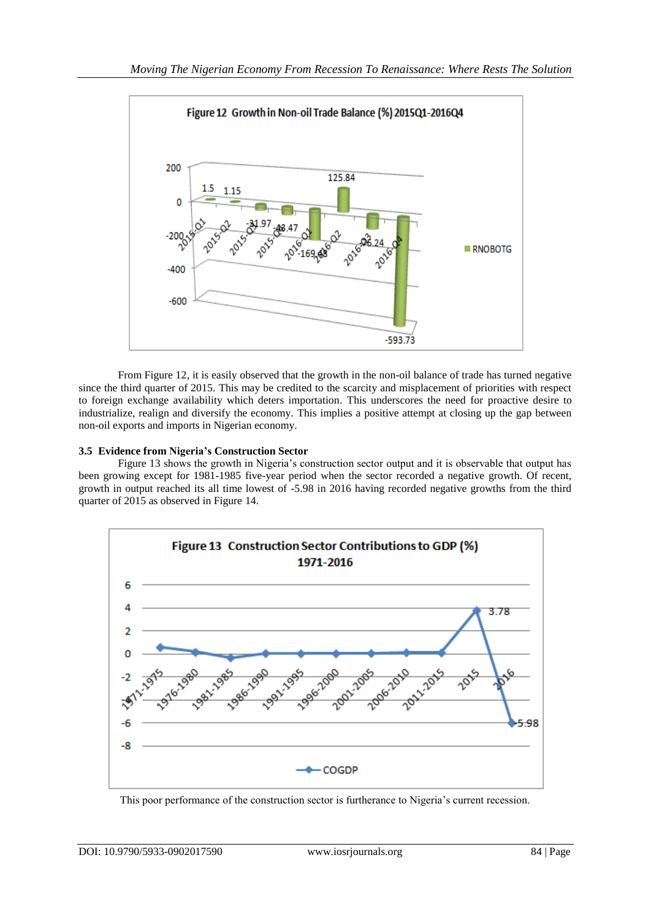Figure 12 Growth in Non-oil Trade Balance (%) 2015Q1-2016Q4

From Figure 12, it is easily observed that the growth in the non-oil balance of trade has turned negative since the third quarter of 2015. This may be credited to the scarcity and misplacement of priorities with respect to foreign exchange availability which deters importation. This underscores the need for proactive desire to industrialize, realign and diversify the economy. This implies a positive attempt at closing up the gap between non-oil exports and imports in Nigerian economy.

### 3.5 Evidence from Nigeria's Construction Sector

Figure 13 shows the growth in Nigeria's construction sector output and it is observable that output has been growing except for 1981-1985 five-year period when the sector recorded a negative growth. Of recent, growth in output reached its all time lowest of -5.98 in 2016 having recorded negative growths from the third quarter of 2015 as observed in Figure 14.

Figure 13 Construction Sector Contributions to GDP (%) 1971-2016

This poor performance of the construction sector is furtherance to Nigeria's current recession.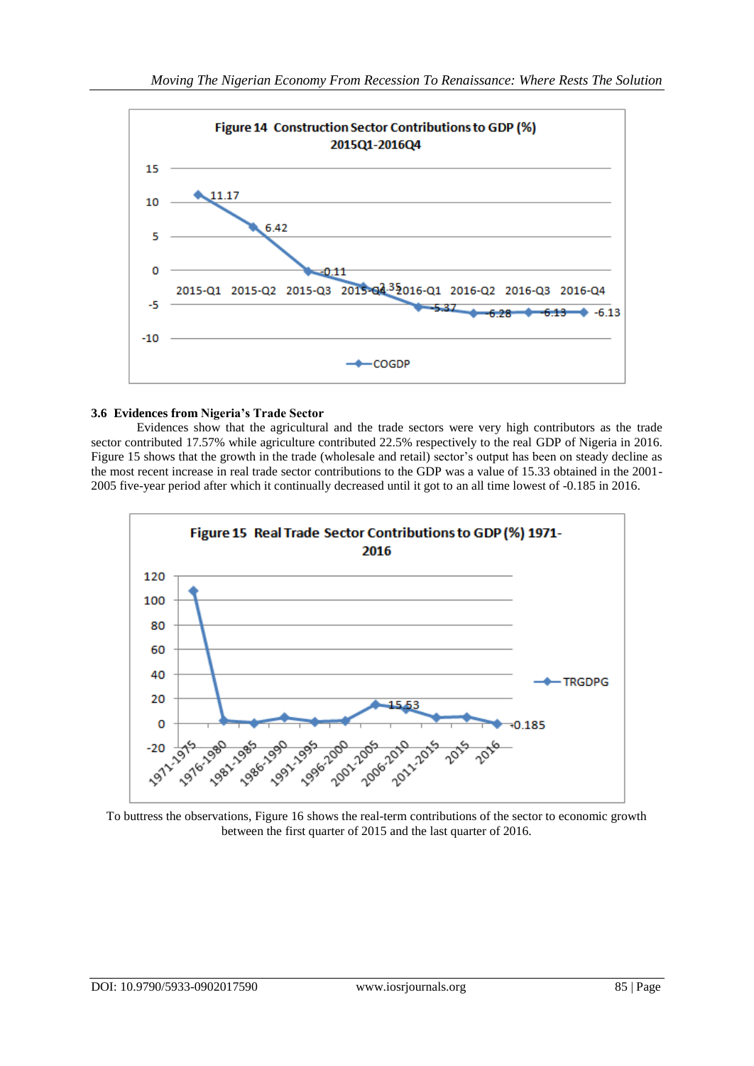**Figure 14 Construction Sector Contributions to GDP (%) 2015Q1-2016Q4**

| Quarter | COGDP |
|---|---|
| 2015-Q1 | 11.17 |
| 2015-Q2 | 6.42 |
| 2015-Q3 | -0.11 |
| 2015-Q4 | -2.35 |
| 2016-Q1 | -5.37 |
| 2016-Q2 | -6.28 |
| 2016-Q3 | -6.13 |
| 2016-Q4 | -6.13 |

### 3.6 Evidences from Nigeria's Trade Sector

Evidences show that the agricultural and the trade sectors were very high contributors as the trade sector contributed 17.57% while agriculture contributed 22.5% respectively to the real GDP of Nigeria in 2016. Figure 15 shows that the growth in the trade (wholesale and retail) sector's output has been on steady decline as the most recent increase in real trade sector contributions to the GDP was a value of 15.33 obtained in the 2001-2005 five-year period after which it continually decreased until it got to an all time lowest of -0.185 in 2016.

**Figure 15 Real Trade Sector Contributions to GDP (%) 1971-2016**

| Period | TRGDPG |
|---|---|
| 1971-1975 | |
| 1976-1980 | |
| 1981-1985 | |
| 1986-1990 | |
| 1991-1995 | |
| 1996-2000 | |
| 2001-2005 | 15.53 |
| 2006-2010 | |
| 2011-2015 | |
| 2015 | |
| 2016 | -0.185 |

To buttress the observations, Figure 16 shows the real-term contributions of the sector to economic growth between the first quarter of 2015 and the last quarter of 2016.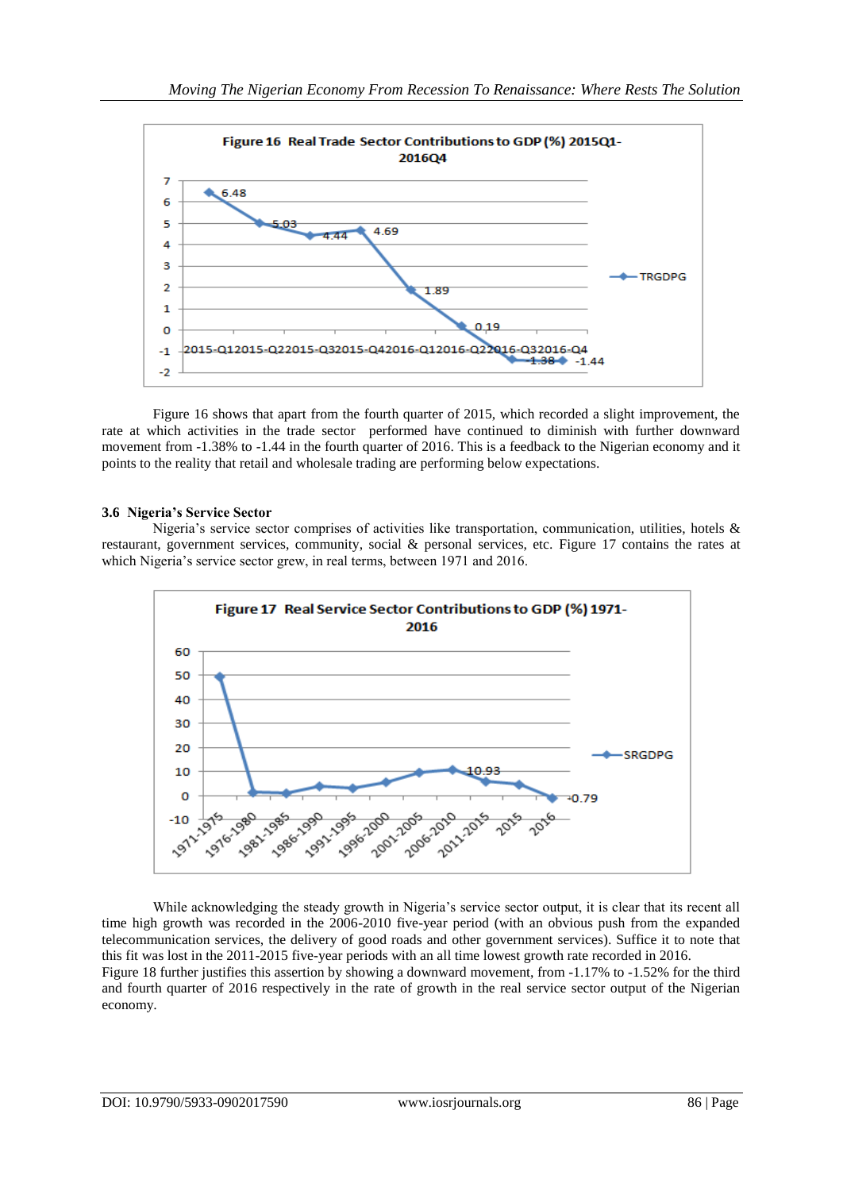**Figure 16 Real Trade Sector Contributions to GDP (%) 2015Q1-2016Q4**

Figure 16 shows that apart from the fourth quarter of 2015, which recorded a slight improvement, the rate at which activities in the trade sector performed have continued to diminish with further downward movement from -1.38% to -1.44 in the fourth quarter of 2016. This is a feedback to the Nigerian economy and it points to the reality that retail and wholesale trading are performing below expectations.

### 3.6 Nigeria's Service Sector

Nigeria's service sector comprises of activities like transportation, communication, utilities, hotels & restaurant, government services, community, social & personal services, etc. Figure 17 contains the rates at which Nigeria's service sector grew, in real terms, between 1971 and 2016.

**Figure 17 Real Service Sector Contributions to GDP (%) 1971-2016**

While acknowledging the steady growth in Nigeria's service sector output, it is clear that its recent all time high growth was recorded in the 2006-2010 five-year period (with an obvious push from the expanded telecommunication services, the delivery of good roads and other government services). Suffice it to note that this fit was lost in the 2011-2015 five-year periods with an all time lowest growth rate recorded in 2016.
Figure 18 further justifies this assertion by showing a downward movement, from -1.17% to -1.52% for the third and fourth quarter of 2016 respectively in the rate of growth in the real service sector output of the Nigerian economy.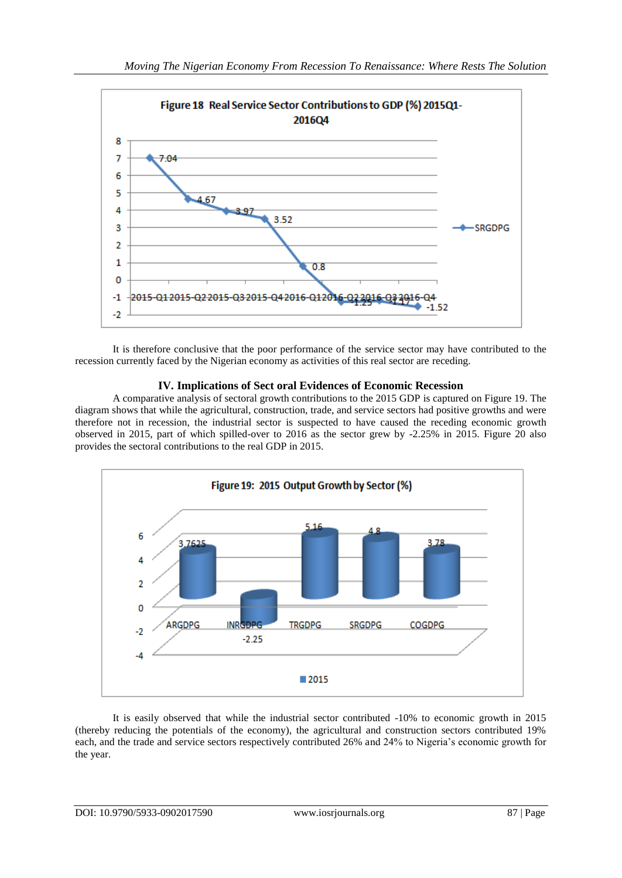**Figure 18 Real Service Sector Contributions to GDP (%) 2015Q1-2016Q4**

| Quarter | SRGDPG |
|---|---|
| 2015-Q1 | 7.04 |
| 2015-Q2 | 4.67 |
| 2015-Q3 | 3.97 |
| 2015-Q4 | 3.52 |
| 2016-Q1 | 0.8 |
| 2016-Q2 | -1.25 |
| 2016-Q3 | -1.17 |
| 2016-Q4 | -1.52 |

It is therefore conclusive that the poor performance of the service sector may have contributed to the recession currently faced by the Nigerian economy as activities of this real sector are receding.

## IV. Implications of Sect oral Evidences of Economic Recession

A comparative analysis of sectoral growth contributions to the 2015 GDP is captured on Figure 19. The diagram shows that while the agricultural, construction, trade, and service sectors had positive growths and were therefore not in recession, the industrial sector is suspected to have caused the receding economic growth observed in 2015, part of which spilled-over to 2016 as the sector grew by -2.25% in 2015. Figure 20 also provides the sectoral contributions to the real GDP in 2015.

**Figure 19: 2015 Output Growth by Sector (%)**

| Sector | 2015 |
|---|---|
| ARGDPG | 3.7625 |
| INRGDPG | -2.25 |
| TRGDPG | 5.16 |
| SRGDPG | 4.8 |
| COGDPG | 3.78 |

It is easily observed that while the industrial sector contributed -10% to economic growth in 2015 (thereby reducing the potentials of the economy), the agricultural and construction sectors contributed 19% each, and the trade and service sectors respectively contributed 26% and 24% to Nigeria's economic growth for the year.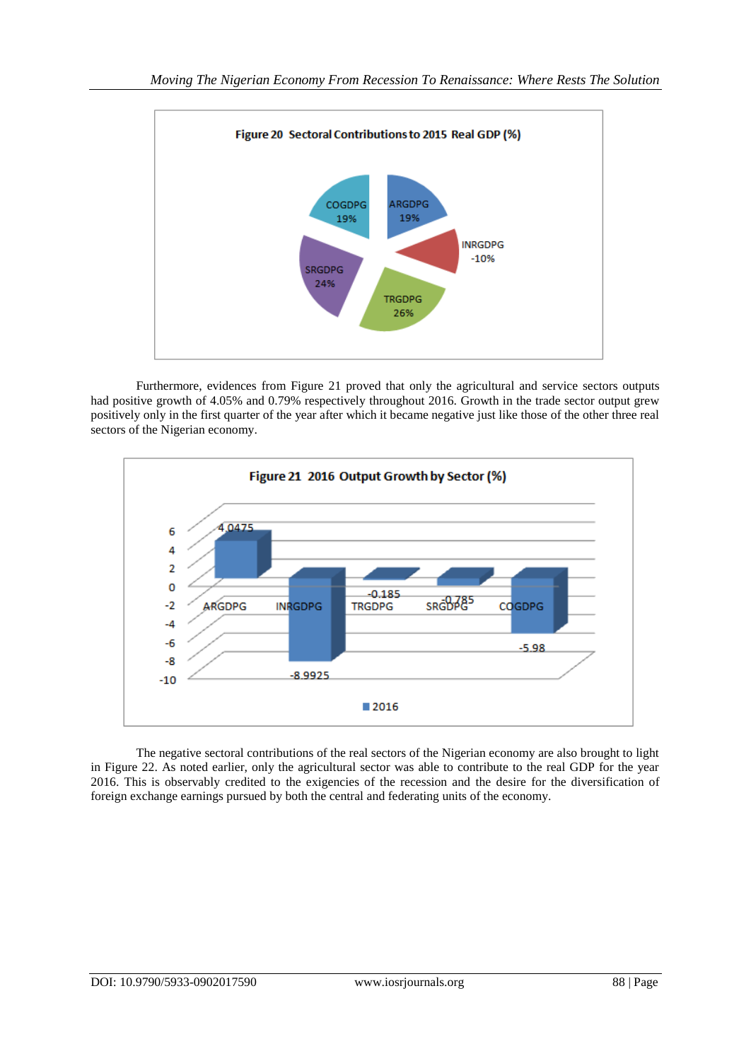**Figure 20 Sectoral Contributions to 2015 Real GDP (%)**

COGDPG 19%
ARGDPG 19%
INRGDPG -10%
SRGDPG 24%
TRGDPG 26%

Furthermore, evidences from Figure 21 proved that only the agricultural and service sectors outputs had positive growth of 4.05% and 0.79% respectively throughout 2016. Growth in the trade sector output grew positively only in the first quarter of the year after which it became negative just like those of the other three real sectors of the Nigerian economy.

**Figure 21 2016 Output Growth by Sector (%)**

| Sector | 2016 |
|---|---|
| ARGDPG | 4.0475 |
| INRGDPG | -8.9925 |
| TRGDPG | -0.185 |
| SRGDPG | -0.785 |
| COGDPG | -5.98 |

The negative sectoral contributions of the real sectors of the Nigerian economy are also brought to light in Figure 22. As noted earlier, only the agricultural sector was able to contribute to the real GDP for the year 2016. This is observably credited to the exigencies of the recession and the desire for the diversification of foreign exchange earnings pursued by both the central and federating units of the economy.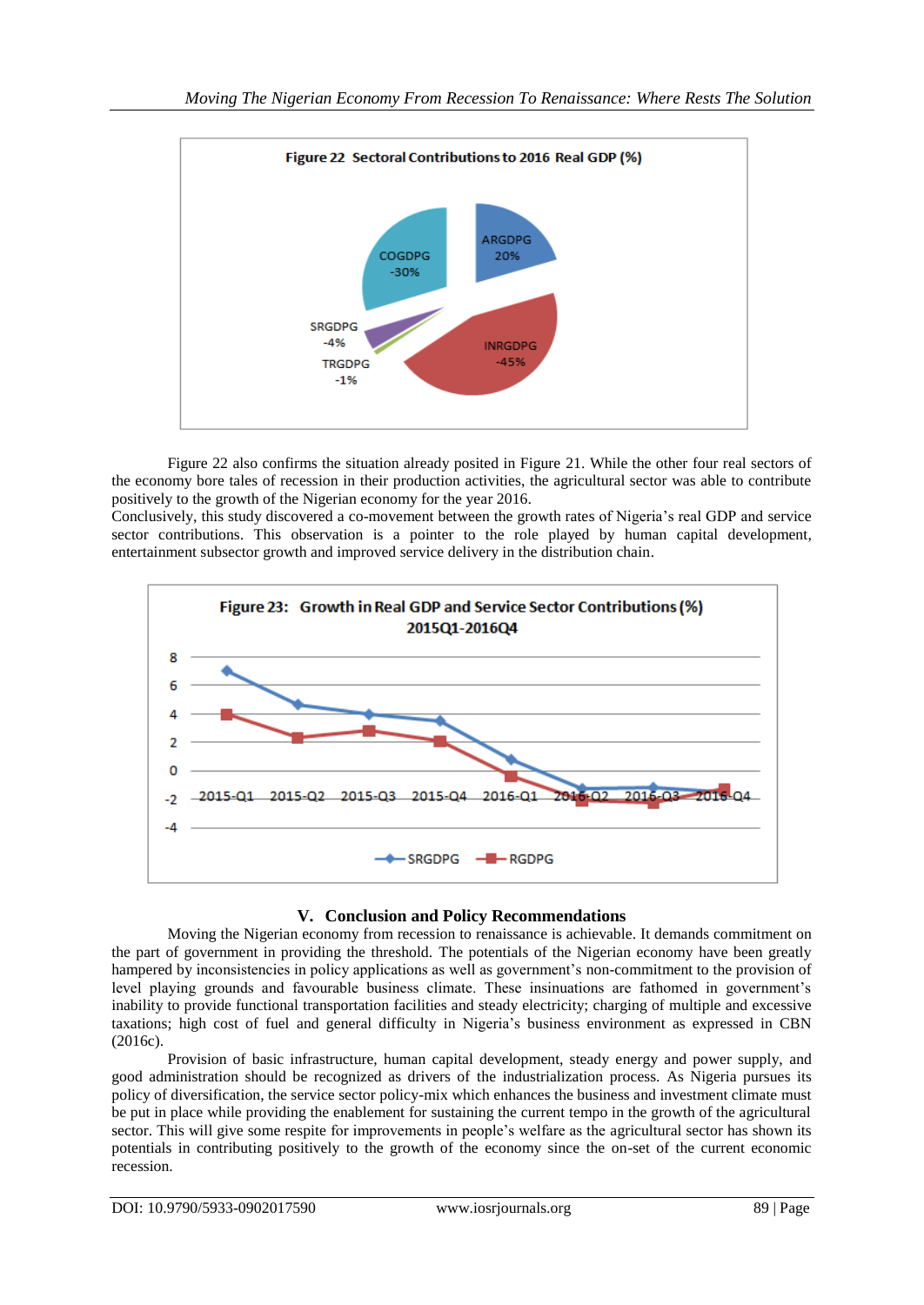Figure 22 Sectoral Contributions to 2016 Real GDP (%)

ARGDPG 20%
INRGDPG -45%
TRGDPG -1%
SRGDPG -4%
COGDPG -30%

Figure 22 also confirms the situation already posited in Figure 21. While the other four real sectors of the economy bore tales of recession in their production activities, the agricultural sector was able to contribute positively to the growth of the Nigerian economy for the year 2016.

Conclusively, this study discovered a co-movement between the growth rates of Nigeria's real GDP and service sector contributions. This observation is a pointer to the role played by human capital development, entertainment subsector growth and improved service delivery in the distribution chain.

Figure 23: Growth in Real GDP and Service Sector Contributions (%) 2015Q1-2016Q4

SRGDPG RGDPG

## V. Conclusion and Policy Recommendations

Moving the Nigerian economy from recession to renaissance is achievable. It demands commitment on the part of government in providing the threshold. The potentials of the Nigerian economy have been greatly hampered by inconsistencies in policy applications as well as government's non-commitment to the provision of level playing grounds and favourable business climate. These insinuations are fathomed in government's inability to provide functional transportation facilities and steady electricity; charging of multiple and excessive taxations; high cost of fuel and general difficulty in Nigeria's business environment as expressed in CBN (2016c).

Provision of basic infrastructure, human capital development, steady energy and power supply, and good administration should be recognized as drivers of the industrialization process. As Nigeria pursues its policy of diversification, the service sector policy-mix which enhances the business and investment climate must be put in place while providing the enablement for sustaining the current tempo in the growth of the agricultural sector. This will give some respite for improvements in people's welfare as the agricultural sector has shown its potentials in contributing positively to the growth of the economy since the on-set of the current economic recession.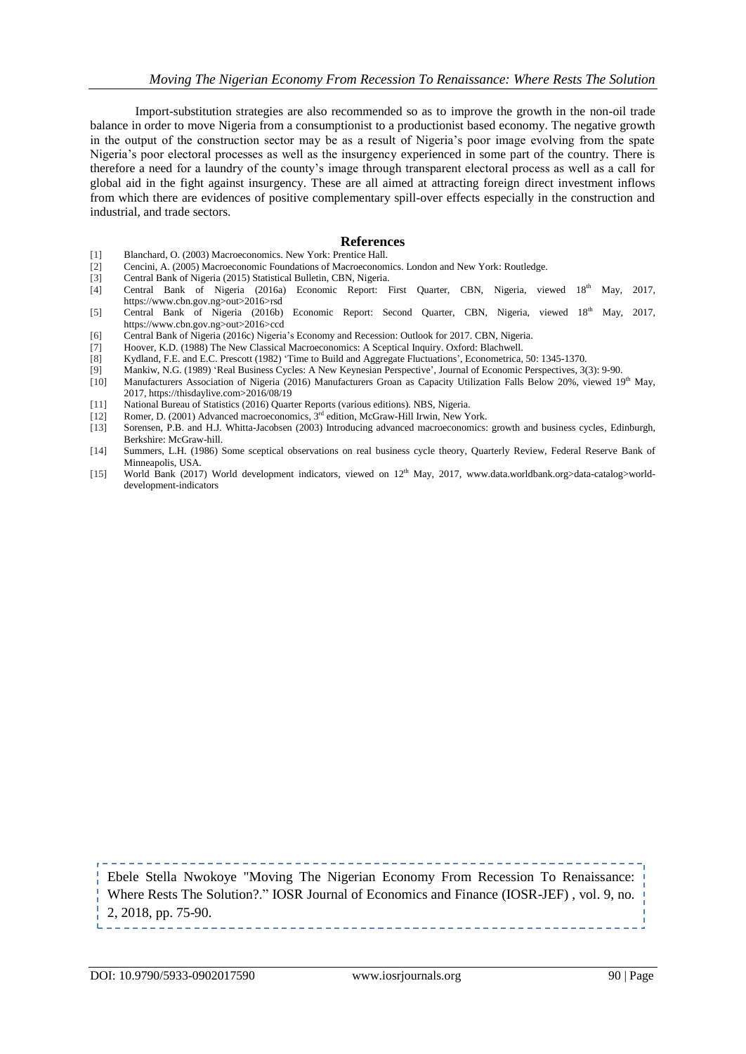Import-substitution strategies are also recommended so as to improve the growth in the non-oil trade balance in order to move Nigeria from a consumptionist to a productionist based economy. The negative growth in the output of the construction sector may be as a result of Nigeria's poor image evolving from the spate Nigeria's poor electoral processes as well as the insurgency experienced in some part of the country. There is therefore a need for a laundry of the county's image through transparent electoral process as well as a call for global aid in the fight against insurgency. These are all aimed at attracting foreign direct investment inflows from which there are evidences of positive complementary spill-over effects especially in the construction and industrial, and trade sectors.

## References

[1] Blanchard, O. (2003) Macroeconomics. New York: Prentice Hall.

[2] Cencini, A. (2005) Macroeconomic Foundations of Macroeconomics. London and New York: Routledge.

[3] Central Bank of Nigeria (2015) Statistical Bulletin, CBN, Nigeria.

[4] Central Bank of Nigeria (2016a) Economic Report: First Quarter, CBN, Nigeria, viewed 18th May, 2017, https://www.cbn.gov.ng>out>2016>rsd

[5] Central Bank of Nigeria (2016b) Economic Report: Second Quarter, CBN, Nigeria, viewed 18th May, 2017, https://www.cbn.gov.ng>out>2016>ccd

[6] Central Bank of Nigeria (2016c) Nigeria's Economy and Recession: Outlook for 2017. CBN, Nigeria.

[7] Hoover, K.D. (1988) The New Classical Macroeconomics: A Sceptical Inquiry. Oxford: Blachwell.

[8] Kydland, F.E. and E.C. Prescott (1982) 'Time to Build and Aggregate Fluctuations', Econometrica, 50: 1345-1370.

[9] Mankiw, N.G. (1989) 'Real Business Cycles: A New Keynesian Perspective', Journal of Economic Perspectives, 3(3): 9-90.

[10] Manufacturers Association of Nigeria (2016) Manufacturers Groan as Capacity Utilization Falls Below 20%, viewed 19th May, 2017, https://thisdaylive.com>2016/08/19

[11] National Bureau of Statistics (2016) Quarter Reports (various editions). NBS, Nigeria.

[12] Romer, D. (2001) Advanced macroeconomics, 3rd edition, McGraw-Hill Irwin, New York.

[13] Sorensen, P.B. and H.J. Whitta-Jacobsen (2003) Introducing advanced macroeconomics: growth and business cycles, Edinburgh, Berkshire: McGraw-hill.

[14] Summers, L.H. (1986) Some sceptical observations on real business cycle theory, Quarterly Review, Federal Reserve Bank of Minneapolis, USA.

[15] World Bank (2017) World development indicators, viewed on 12th May, 2017, www.data.worldbank.org>data-catalog>world-development-indicators

Ebele Stella Nwokoye "Moving The Nigerian Economy From Recession To Renaissance: Where Rests The Solution?." IOSR Journal of Economics and Finance (IOSR-JEF) , vol. 9, no. 2, 2018, pp. 75-90.